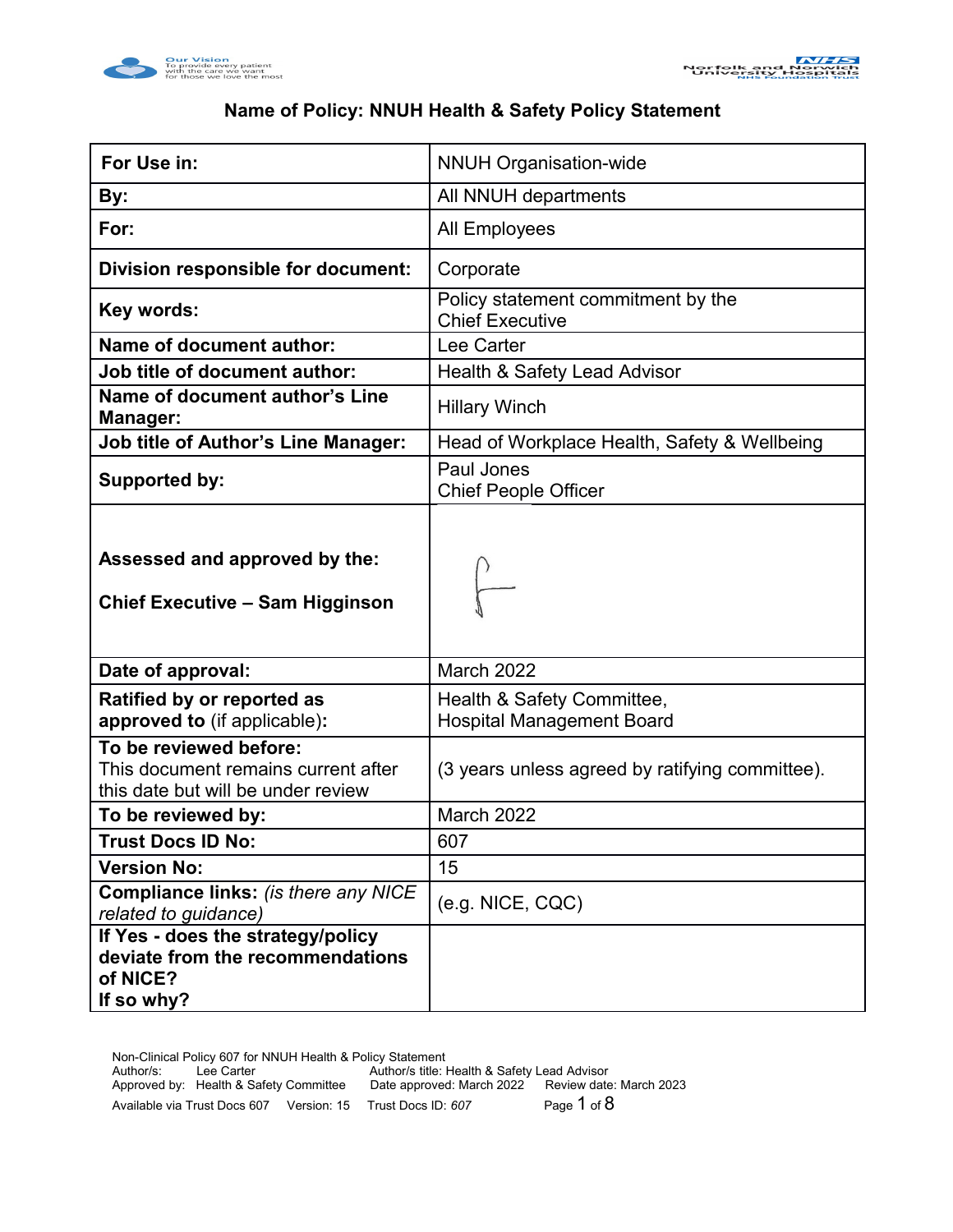## Name of Policy: NNUH Health & Safety Policy Statement

| **For Use in:** | NNUH Organisation-wide |
|---|---|
| **By:** | All NNUH departments |
| **For:** | All Employees |
| **Division responsible for document:** | Corporate |
| **Key words:** | Policy statement commitment by the Chief Executive |
| **Name of document author:** | Lee Carter |
| **Job title of document author:** | Health & Safety Lead Advisor |
| **Name of document author's Line Manager:** | Hillary Winch |
| **Job title of Author's Line Manager:** | Head of Workplace Health, Safety & Wellbeing |
| **Supported by:** | Paul Jones<br>Chief People Officer |
| **Assessed and approved by the:**<br><br>**Chief Executive – Sam Higginson** | |
| **Date of approval:** | March 2022 |
| **Ratified by or reported as approved to** (if applicable)**:** | Health & Safety Committee,<br>Hospital Management Board |
| **To be reviewed before:**<br>This document remains current after this date but will be under review | (3 years unless agreed by ratifying committee). |
| **To be reviewed by:** | March 2022 |
| **Trust Docs ID No:** | 607 |
| **Version No:** | 15 |
| **Compliance links:** *(is there any NICE related to guidance)* | (e.g. NICE, CQC) |
| **If Yes - does the strategy/policy deviate from the recommendations of NICE?**<br>**If so why?** | |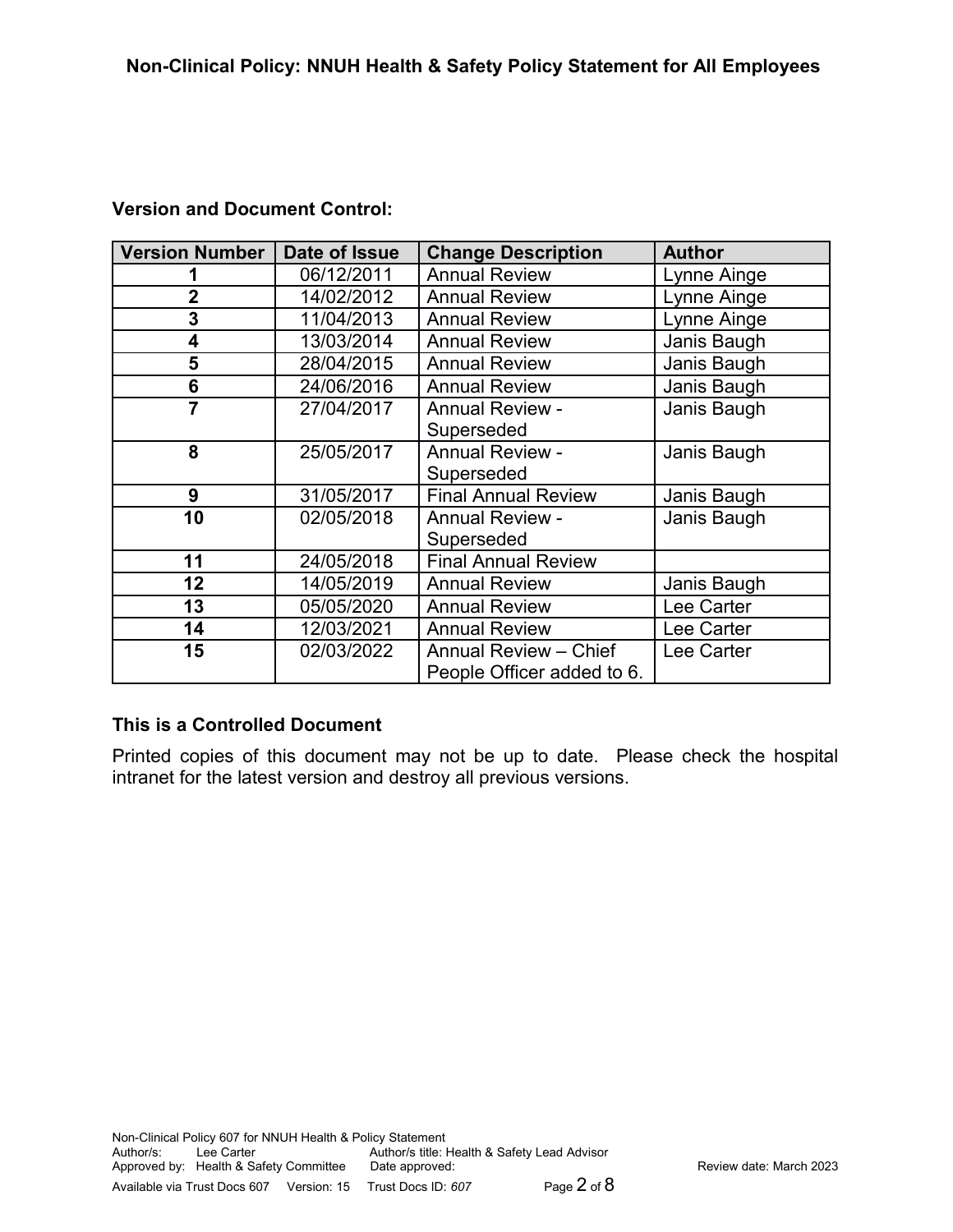**Version and Document Control:**

| Version Number | Date of Issue | Change Description | Author |
|---|---|---|---|
| 1 | 06/12/2011 | Annual Review | Lynne Ainge |
| 2 | 14/02/2012 | Annual Review | Lynne Ainge |
| 3 | 11/04/2013 | Annual Review | Lynne Ainge |
| 4 | 13/03/2014 | Annual Review | Janis Baugh |
| 5 | 28/04/2015 | Annual Review | Janis Baugh |
| 6 | 24/06/2016 | Annual Review | Janis Baugh |
| 7 | 27/04/2017 | Annual Review - Superseded | Janis Baugh |
| 8 | 25/05/2017 | Annual Review - Superseded | Janis Baugh |
| 9 | 31/05/2017 | Final Annual Review | Janis Baugh |
| 10 | 02/05/2018 | Annual Review - Superseded | Janis Baugh |
| 11 | 24/05/2018 | Final Annual Review | |
| 12 | 14/05/2019 | Annual Review | Janis Baugh |
| 13 | 05/05/2020 | Annual Review | Lee Carter |
| 14 | 12/03/2021 | Annual Review | Lee Carter |
| 15 | 02/03/2022 | Annual Review – Chief People Officer added to 6. | Lee Carter |

**This is a Controlled Document**

Printed copies of this document may not be up to date. Please check the hospital intranet for the latest version and destroy all previous versions.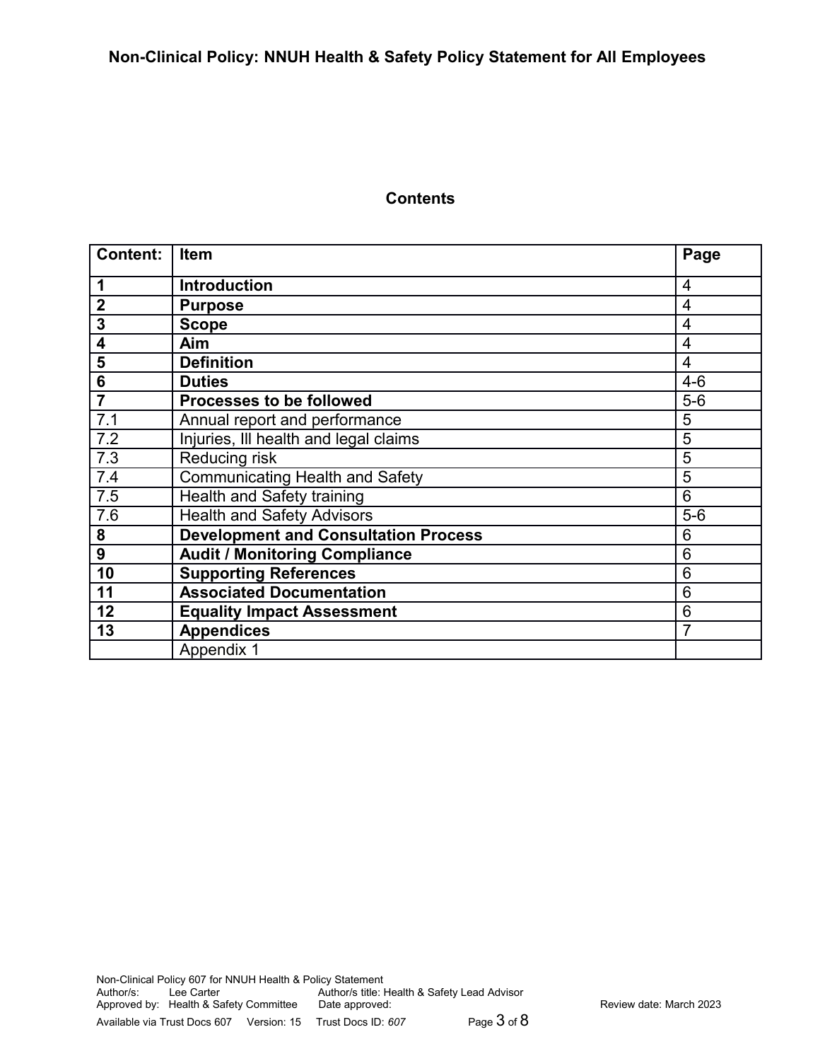## Contents

| Content: | Item | Page |
|---|---|---|
| **1** | **Introduction** | 4 |
| **2** | **Purpose** | 4 |
| **3** | **Scope** | 4 |
| **4** | **Aim** | 4 |
| **5** | **Definition** | 4 |
| **6** | **Duties** | 4-6 |
| **7** | **Processes to be followed** | 5-6 |
| 7.1 | Annual report and performance | 5 |
| 7.2 | Injuries, Ill health and legal claims | 5 |
| 7.3 | Reducing risk | 5 |
| 7.4 | Communicating Health and Safety | 5 |
| 7.5 | Health and Safety training | 6 |
| 7.6 | Health and Safety Advisors | 5-6 |
| **8** | **Development and Consultation Process** | 6 |
| **9** | **Audit / Monitoring Compliance** | 6 |
| **10** | **Supporting References** | 6 |
| **11** | **Associated Documentation** | 6 |
| **12** | **Equality Impact Assessment** | 6 |
| **13** | **Appendices** | 7 |
| | Appendix 1 | |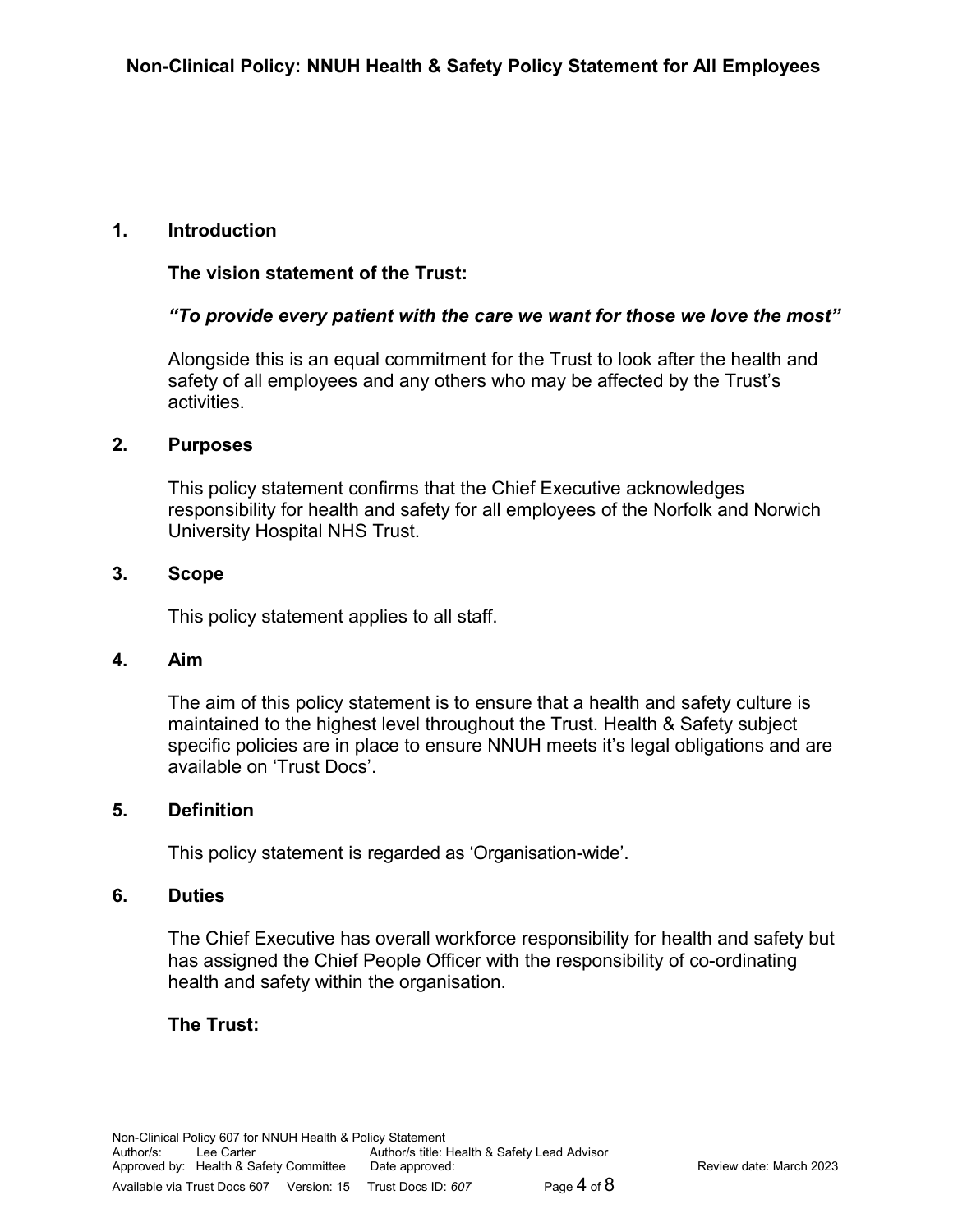## 1. Introduction

**The vision statement of the Trust:**

***"To provide every patient with the care we want for those we love the most"***

Alongside this is an equal commitment for the Trust to look after the health and safety of all employees and any others who may be affected by the Trust's activities.

## 2. Purposes

This policy statement confirms that the Chief Executive acknowledges responsibility for health and safety for all employees of the Norfolk and Norwich University Hospital NHS Trust.

## 3. Scope

This policy statement applies to all staff.

## 4. Aim

The aim of this policy statement is to ensure that a health and safety culture is maintained to the highest level throughout the Trust. Health & Safety subject specific policies are in place to ensure NNUH meets it's legal obligations and are available on 'Trust Docs'.

## 5. Definition

This policy statement is regarded as 'Organisation-wide'.

## 6. Duties

The Chief Executive has overall workforce responsibility for health and safety but has assigned the Chief People Officer with the responsibility of co-ordinating health and safety within the organisation.

**The Trust:**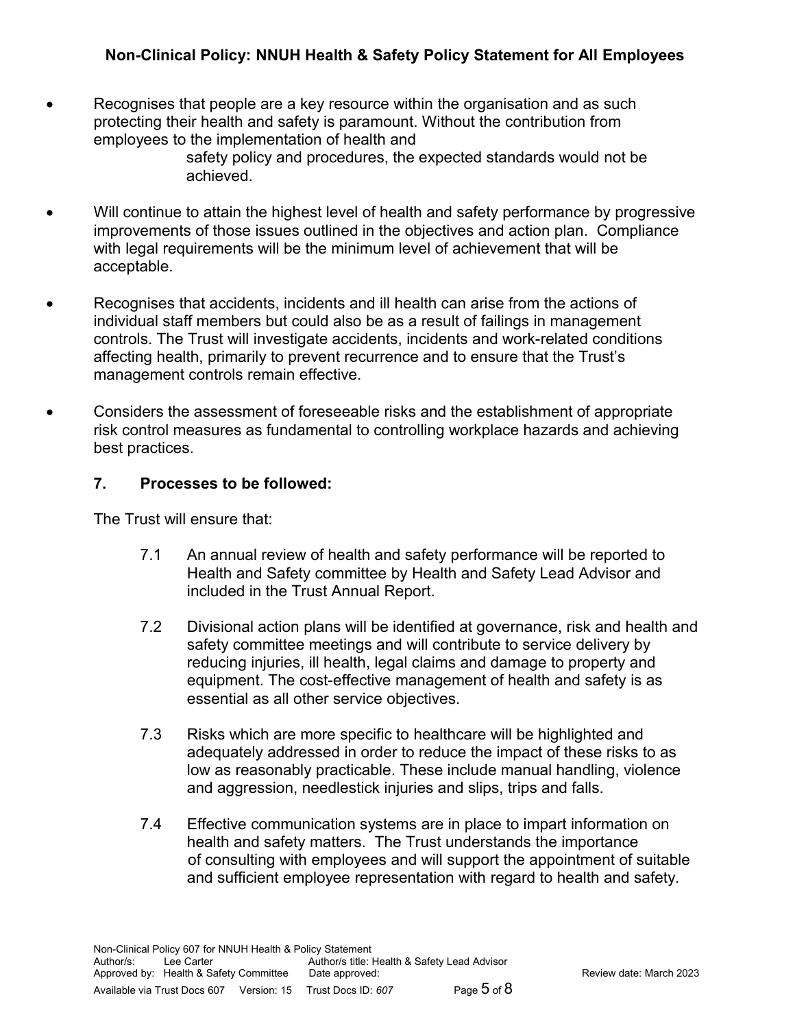- Recognises that people are a key resource within the organisation and as such protecting their health and safety is paramount. Without the contribution from employees to the implementation of health and safety policy and procedures, the expected standards would not be achieved.

- Will continue to attain the highest level of health and safety performance by progressive improvements of those issues outlined in the objectives and action plan. Compliance with legal requirements will be the minimum level of achievement that will be acceptable.

- Recognises that accidents, incidents and ill health can arise from the actions of individual staff members but could also be as a result of failings in management controls. The Trust will investigate accidents, incidents and work-related conditions affecting health, primarily to prevent recurrence and to ensure that the Trust's management controls remain effective.

- Considers the assessment of foreseeable risks and the establishment of appropriate risk control measures as fundamental to controlling workplace hazards and achieving best practices.

## 7. Processes to be followed:

The Trust will ensure that:

7.1 An annual review of health and safety performance will be reported to Health and Safety committee by Health and Safety Lead Advisor and included in the Trust Annual Report.

7.2 Divisional action plans will be identified at governance, risk and health and safety committee meetings and will contribute to service delivery by reducing injuries, ill health, legal claims and damage to property and equipment. The cost-effective management of health and safety is as essential as all other service objectives.

7.3 Risks which are more specific to healthcare will be highlighted and adequately addressed in order to reduce the impact of these risks to as low as reasonably practicable. These include manual handling, violence and aggression, needlestick injuries and slips, trips and falls.

7.4 Effective communication systems are in place to impart information on health and safety matters. The Trust understands the importance of consulting with employees and will support the appointment of suitable and sufficient employee representation with regard to health and safety.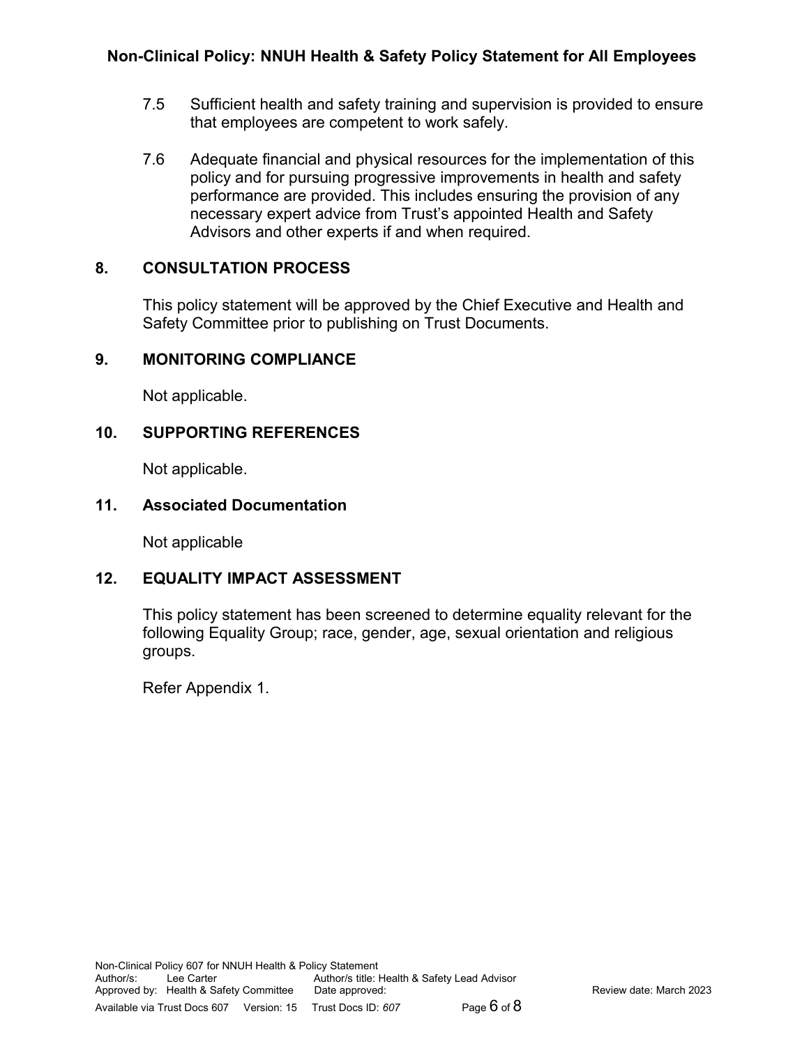7.5 Sufficient health and safety training and supervision is provided to ensure that employees are competent to work safely.

7.6 Adequate financial and physical resources for the implementation of this policy and for pursuing progressive improvements in health and safety performance are provided. This includes ensuring the provision of any necessary expert advice from Trust's appointed Health and Safety Advisors and other experts if and when required.

## 8. CONSULTATION PROCESS

This policy statement will be approved by the Chief Executive and Health and Safety Committee prior to publishing on Trust Documents.

## 9. MONITORING COMPLIANCE

Not applicable.

## 10. SUPPORTING REFERENCES

Not applicable.

## 11. Associated Documentation

Not applicable

## 12. EQUALITY IMPACT ASSESSMENT

This policy statement has been screened to determine equality relevant for the following Equality Group; race, gender, age, sexual orientation and religious groups.

Refer Appendix 1.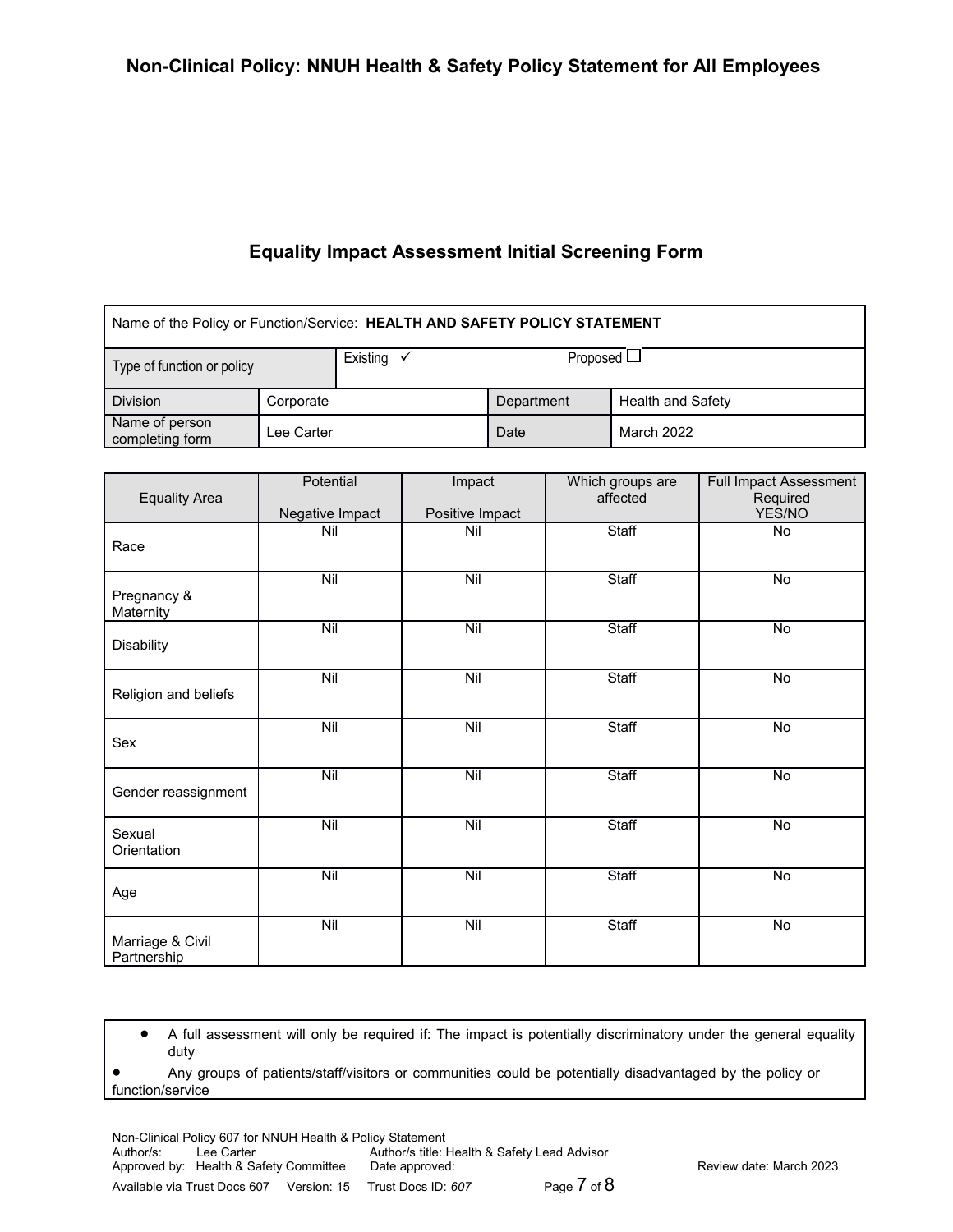## Equality Impact Assessment Initial Screening Form

| Name of the Policy or Function/Service: **HEALTH AND SAFETY POLICY STATEMENT** | | | |
|---|---|---|---|
| Type of function or policy | Existing ✓ | Proposed ☐ | |
| Division | Corporate | Department | Health and Safety |
| Name of person completing form | Lee Carter | Date | March 2022 |

| Equality Area | Potential Negative Impact | Impact Positive Impact | Which groups are affected | Full Impact Assessment Required YES/NO |
|---|---|---|---|---|
| Race | Nil | Nil | Staff | No |
| Pregnancy & Maternity | Nil | Nil | Staff | No |
| Disability | Nil | Nil | Staff | No |
| Religion and beliefs | Nil | Nil | Staff | No |
| Sex | Nil | Nil | Staff | No |
| Gender reassignment | Nil | Nil | Staff | No |
| Sexual Orientation | Nil | Nil | Staff | No |
| Age | Nil | Nil | Staff | No |
| Marriage & Civil Partnership | Nil | Nil | Staff | No |

- A full assessment will only be required if: The impact is potentially discriminatory under the general equality duty
- Any groups of patients/staff/visitors or communities could be potentially disadvantaged by the policy or function/service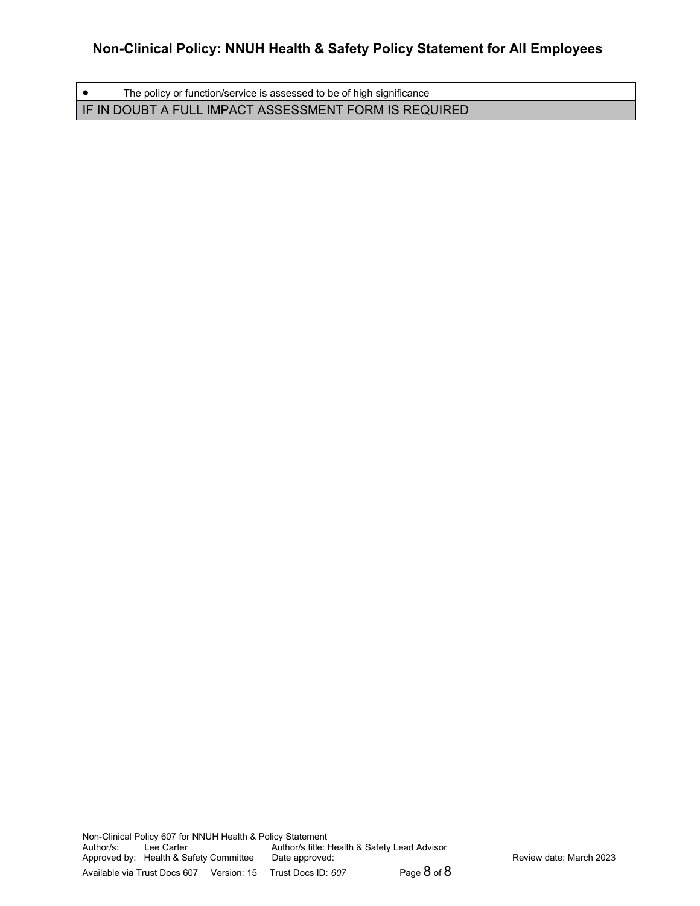| |
|---|
| • The policy or function/service is assessed to be of high significance |
| IF IN DOUBT A FULL IMPACT ASSESSMENT FORM IS REQUIRED |